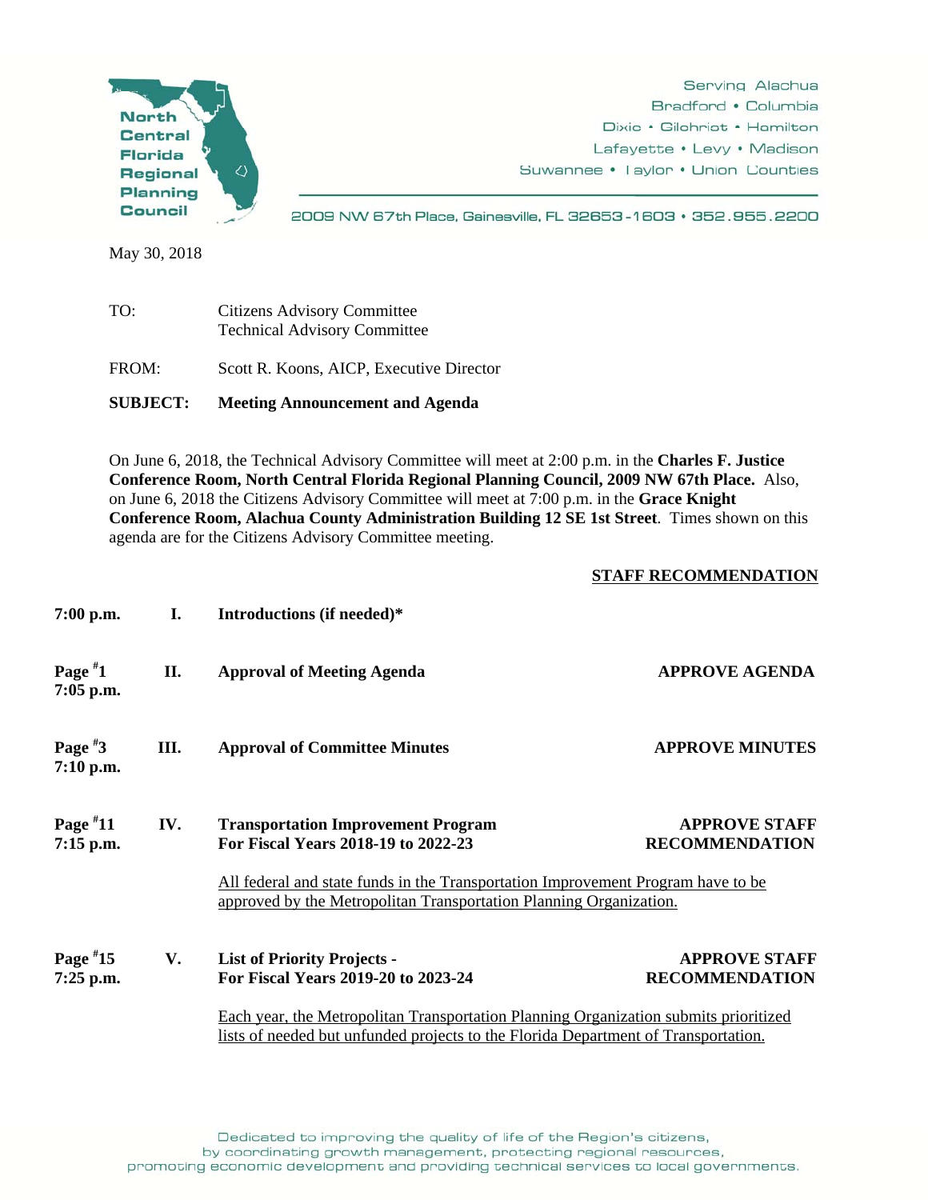North Central Florida Regional Planning Council

Serving Alachua
Bradford • Columbia
Dixie • Gilchrist • Hamilton
Lafayette • Levy • Madison
Suwannee • Taylor • Union Counties

2009 NW 67th Place, Gainesville, FL 32653-1603 • 352.955.2200

May 30, 2018

TO: Citizens Advisory Committee
Technical Advisory Committee

FROM: Scott R. Koons, AICP, Executive Director

**SUBJECT: Meeting Announcement and Agenda**

On June 6, 2018, the Technical Advisory Committee will meet at 2:00 p.m. in the **Charles F. Justice Conference Room, North Central Florida Regional Planning Council, 2009 NW 67th Place.** Also, on June 6, 2018 the Citizens Advisory Committee will meet at 7:00 p.m. in the **Grace Knight Conference Room, Alachua County Administration Building 12 SE 1st Street**. Times shown on this agenda are for the Citizens Advisory Committee meeting.

| | | | **STAFF RECOMMENDATION** |
|---|---|---|---|
| **7:00 p.m.** | **I.** | **Introductions (if needed)*** | |
| **Page #1 7:05 p.m.** | **II.** | **Approval of Meeting Agenda** | **APPROVE AGENDA** |
| **Page #3 7:10 p.m.** | **III.** | **Approval of Committee Minutes** | **APPROVE MINUTES** |
| **Page #11 7:15 p.m.** | **IV.** | **Transportation Improvement Program For Fiscal Years 2018-19 to 2022-23**<br><br>All federal and state funds in the Transportation Improvement Program have to be approved by the Metropolitan Transportation Planning Organization. | **APPROVE STAFF RECOMMENDATION** |
| **Page #15 7:25 p.m.** | **V.** | **List of Priority Projects - For Fiscal Years 2019-20 to 2023-24**<br><br>Each year, the Metropolitan Transportation Planning Organization submits prioritized lists of needed but unfunded projects to the Florida Department of Transportation. | **APPROVE STAFF RECOMMENDATION** |

Dedicated to improving the quality of life of the Region's citizens, by coordinating growth management, protecting regional resources, promoting economic development and providing technical services to local governments.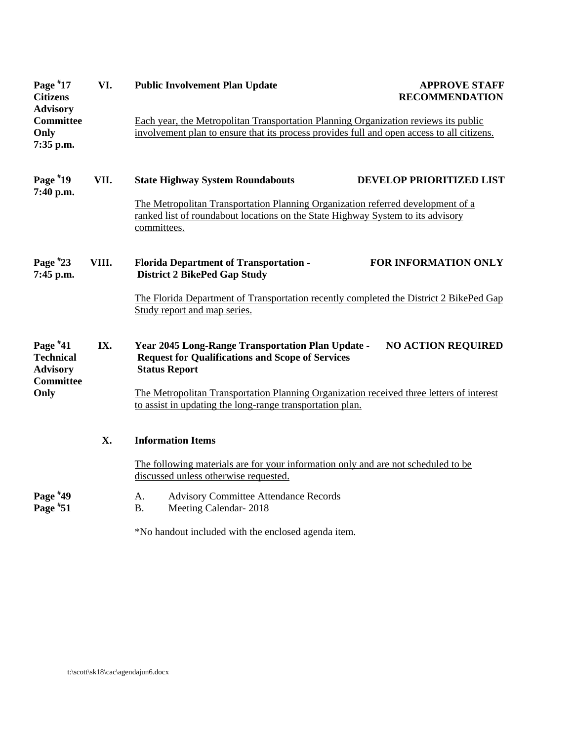**Page #17**
**Citizens Advisory Committee Only**
**7:35 p.m.**

**VI. Public Involvement Plan Update** — **APPROVE STAFF RECOMMENDATION**

Each year, the Metropolitan Transportation Planning Organization reviews its public involvement plan to ensure that its process provides full and open access to all citizens.

**Page #19**
**7:40 p.m.**

**VII. State Highway System Roundabouts** — **DEVELOP PRIORITIZED LIST**

The Metropolitan Transportation Planning Organization referred development of a ranked list of roundabout locations on the State Highway System to its advisory committees.

**Page #23**
**7:45 p.m.**

**VIII. Florida Department of Transportation - District 2 BikePed Gap Study** — **FOR INFORMATION ONLY**

The Florida Department of Transportation recently completed the District 2 BikePed Gap Study report and map series.

**Page #41**
**Technical Advisory Committee Only**

**IX. Year 2045 Long-Range Transportation Plan Update - Request for Qualifications and Scope of Services Status Report** — **NO ACTION REQUIRED**

The Metropolitan Transportation Planning Organization received three letters of interest to assist in updating the long-range transportation plan.

**X. Information Items**

The following materials are for your information only and are not scheduled to be discussed unless otherwise requested.

| | |
|---|---|
| Page #49 | A. Advisory Committee Attendance Records |
| Page #51 | B. Meeting Calendar- 2018 |

*No handout included with the enclosed agenda item.

t:\scott\sk18\cac\agendajun6.docx